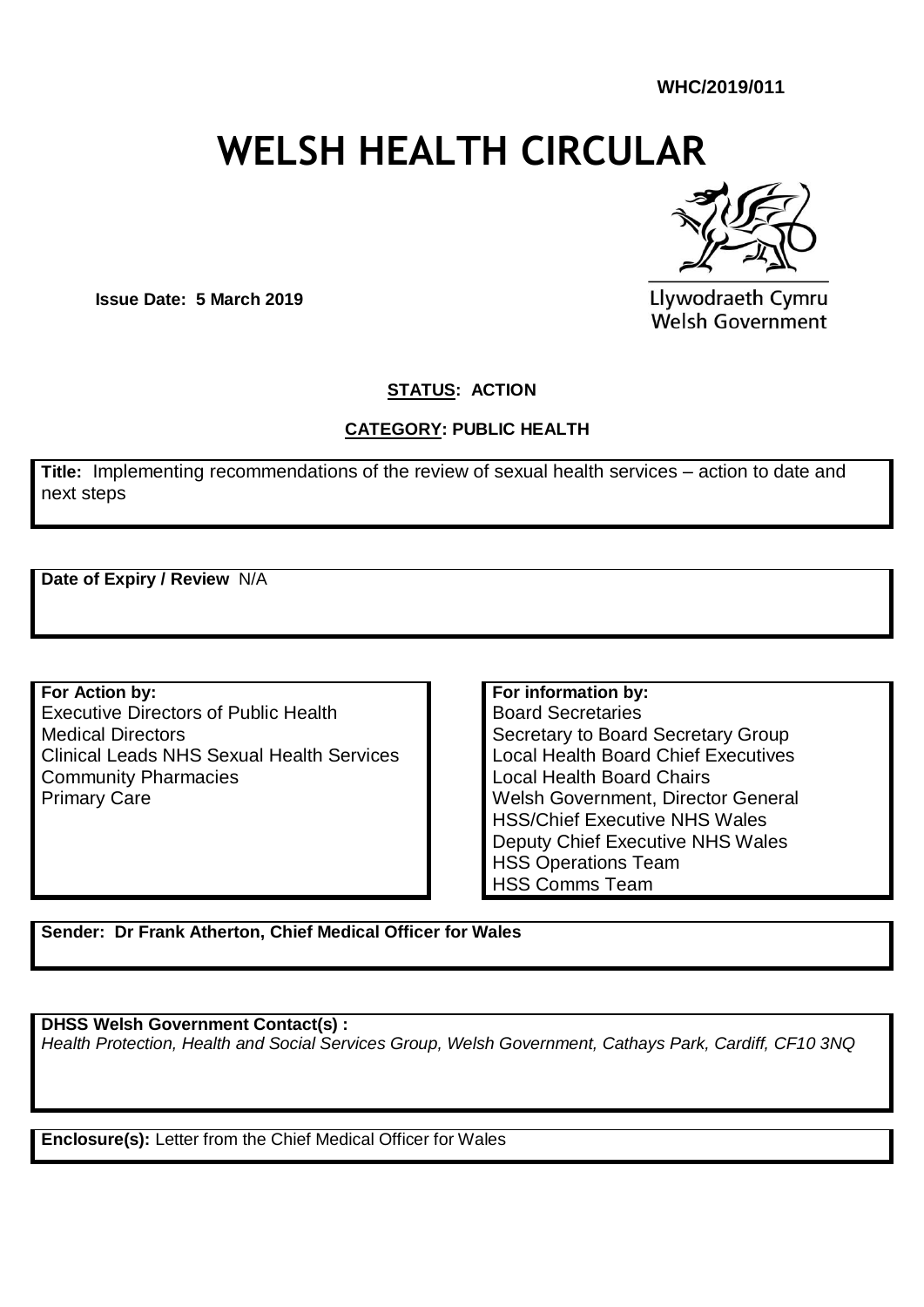**WHC/2019/011**

# WELSH HEALTH CIRCULAR

Llywodraeth Cymru
Welsh Government

**Issue Date: 5 March 2019**

**STATUS: ACTION**

**CATEGORY: PUBLIC HEALTH**

**Title:** Implementing recommendations of the review of sexual health services – action to date and next steps

**Date of Expiry / Review** N/A

| For Action by: | For information by: |
|---|---|
| Executive Directors of Public Health<br>Medical Directors<br>Clinical Leads NHS Sexual Health Services<br>Community Pharmacies<br>Primary Care | Board Secretaries<br>Secretary to Board Secretary Group<br>Local Health Board Chief Executives<br>Local Health Board Chairs<br>Welsh Government, Director General HSS/Chief Executive NHS Wales<br>Deputy Chief Executive NHS Wales<br>HSS Operations Team<br>HSS Comms Team |

**Sender: Dr Frank Atherton, Chief Medical Officer for Wales**

**DHSS Welsh Government Contact(s) :**
*Health Protection, Health and Social Services Group, Welsh Government, Cathays Park, Cardiff, CF10 3NQ*

**Enclosure(s):** Letter from the Chief Medical Officer for Wales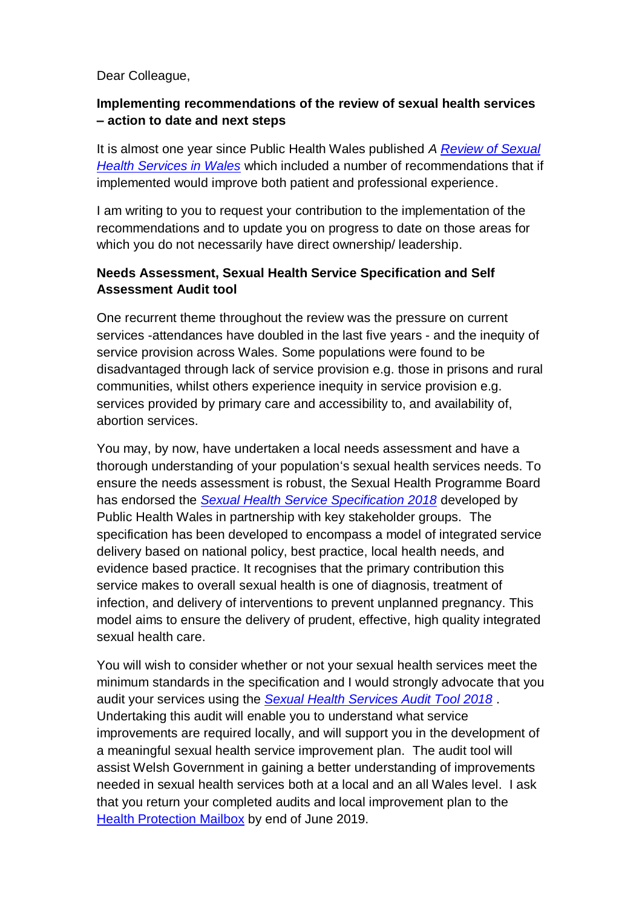Dear Colleague,

**Implementing recommendations of the review of sexual health services – action to date and next steps**

It is almost one year since Public Health Wales published *A [Review of Sexual Health Services in Wales](#)* which included a number of recommendations that if implemented would improve both patient and professional experience.

I am writing to you to request your contribution to the implementation of the recommendations and to update you on progress to date on those areas for which you do not necessarily have direct ownership/ leadership.

**Needs Assessment, Sexual Health Service Specification and Self Assessment Audit tool**

One recurrent theme throughout the review was the pressure on current services -attendances have doubled in the last five years - and the inequity of service provision across Wales. Some populations were found to be disadvantaged through lack of service provision e.g. those in prisons and rural communities, whilst others experience inequity in service provision e.g. services provided by primary care and accessibility to, and availability of, abortion services.

You may, by now, have undertaken a local needs assessment and have a thorough understanding of your population's sexual health services needs. To ensure the needs assessment is robust, the Sexual Health Programme Board has endorsed the *[Sexual Health Service Specification 2018](#)* developed by Public Health Wales in partnership with key stakeholder groups. The specification has been developed to encompass a model of integrated service delivery based on national policy, best practice, local health needs, and evidence based practice. It recognises that the primary contribution this service makes to overall sexual health is one of diagnosis, treatment of infection, and delivery of interventions to prevent unplanned pregnancy. This model aims to ensure the delivery of prudent, effective, high quality integrated sexual health care.

You will wish to consider whether or not your sexual health services meet the minimum standards in the specification and I would strongly advocate that you audit your services using the *[Sexual Health Services Audit Tool 2018](#)* . Undertaking this audit will enable you to understand what service improvements are required locally, and will support you in the development of a meaningful sexual health service improvement plan. The audit tool will assist Welsh Government in gaining a better understanding of improvements needed in sexual health services both at a local and an all Wales level. I ask that you return your completed audits and local improvement plan to the [Health Protection Mailbox](#) by end of June 2019.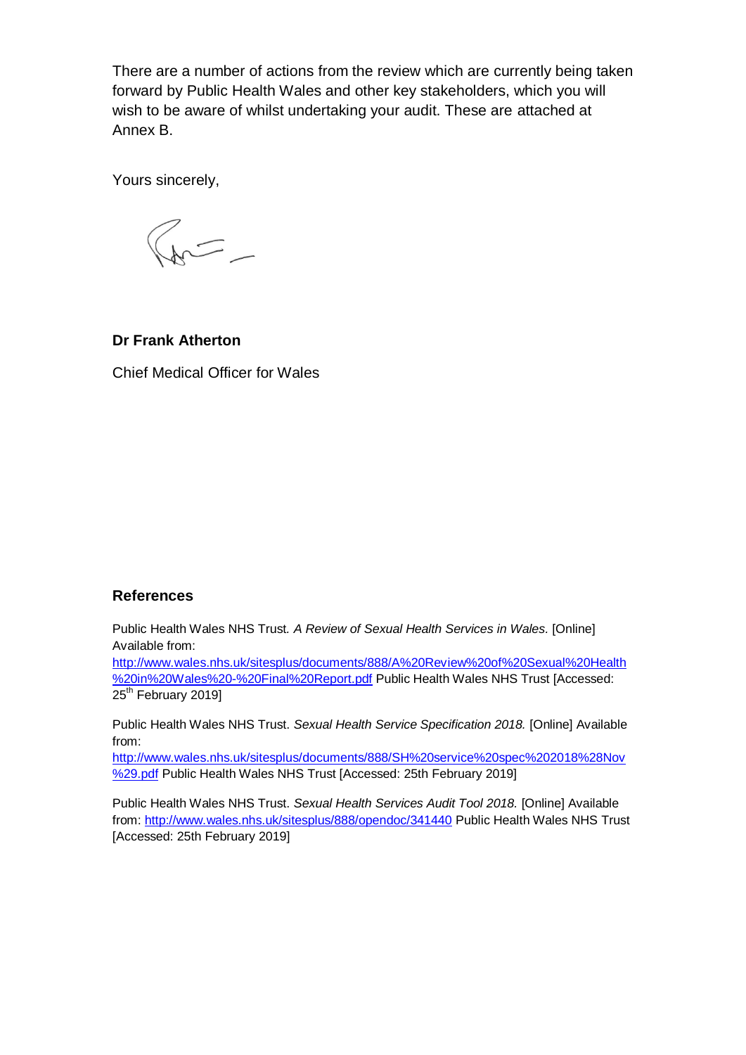There are a number of actions from the review which are currently being taken forward by Public Health Wales and other key stakeholders, which you will wish to be aware of whilst undertaking your audit. These are attached at Annex B.

Yours sincerely,

**Dr Frank Atherton**

Chief Medical Officer for Wales

## References

Public Health Wales NHS Trust. *A Review of Sexual Health Services in Wales.* [Online] Available from: http://www.wales.nhs.uk/sitesplus/documents/888/A%20Review%20of%20Sexual%20Health%20in%20Wales%20-%20Final%20Report.pdf Public Health Wales NHS Trust [Accessed: 25th February 2019]

Public Health Wales NHS Trust. *Sexual Health Service Specification 2018.* [Online] Available from: http://www.wales.nhs.uk/sitesplus/documents/888/SH%20service%20spec%202018%28Nov%29.pdf Public Health Wales NHS Trust [Accessed: 25th February 2019]

Public Health Wales NHS Trust. *Sexual Health Services Audit Tool 2018.* [Online] Available from: http://www.wales.nhs.uk/sitesplus/888/opendoc/341440 Public Health Wales NHS Trust [Accessed: 25th February 2019]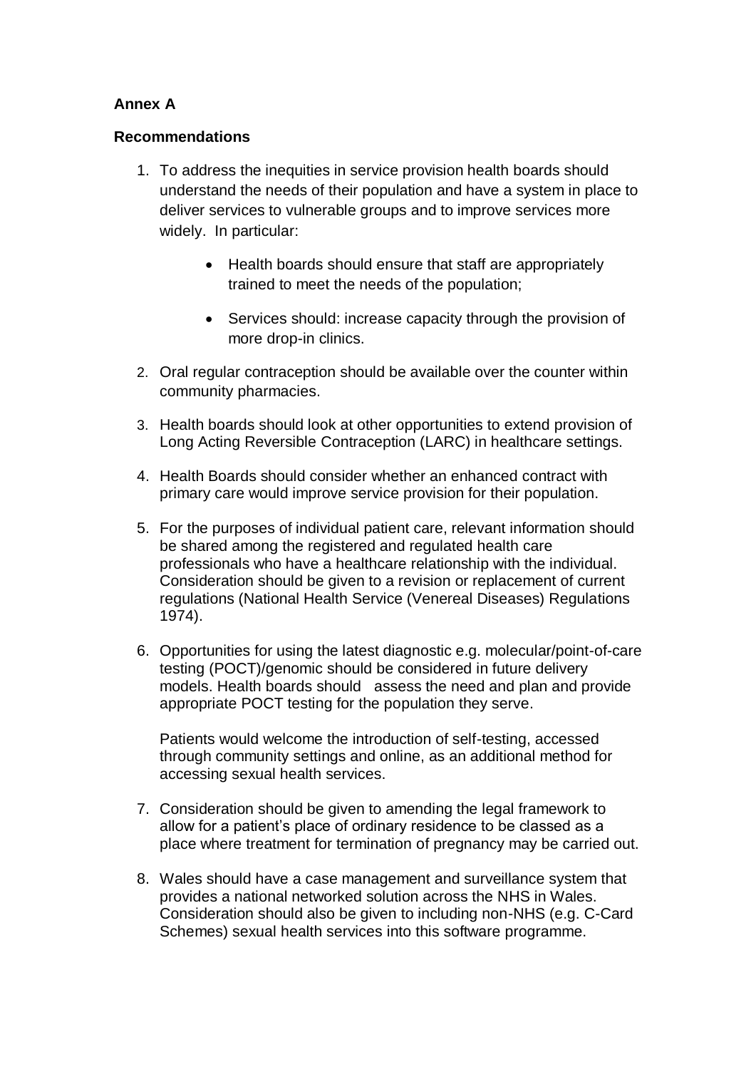**Annex A**

**Recommendations**

1. To address the inequities in service provision health boards should understand the needs of their population and have a system in place to deliver services to vulnerable groups and to improve services more widely. In particular:

    - Health boards should ensure that staff are appropriately trained to meet the needs of the population;

    - Services should: increase capacity through the provision of more drop-in clinics.

2. Oral regular contraception should be available over the counter within community pharmacies.

3. Health boards should look at other opportunities to extend provision of Long Acting Reversible Contraception (LARC) in healthcare settings.

4. Health Boards should consider whether an enhanced contract with primary care would improve service provision for their population.

5. For the purposes of individual patient care, relevant information should be shared among the registered and regulated health care professionals who have a healthcare relationship with the individual. Consideration should be given to a revision or replacement of current regulations (National Health Service (Venereal Diseases) Regulations 1974).

6. Opportunities for using the latest diagnostic e.g. molecular/point-of-care testing (POCT)/genomic should be considered in future delivery models. Health boards should assess the need and plan and provide appropriate POCT testing for the population they serve.

    Patients would welcome the introduction of self-testing, accessed through community settings and online, as an additional method for accessing sexual health services.

7. Consideration should be given to amending the legal framework to allow for a patient's place of ordinary residence to be classed as a place where treatment for termination of pregnancy may be carried out.

8. Wales should have a case management and surveillance system that provides a national networked solution across the NHS in Wales. Consideration should also be given to including non-NHS (e.g. C-Card Schemes) sexual health services into this software programme.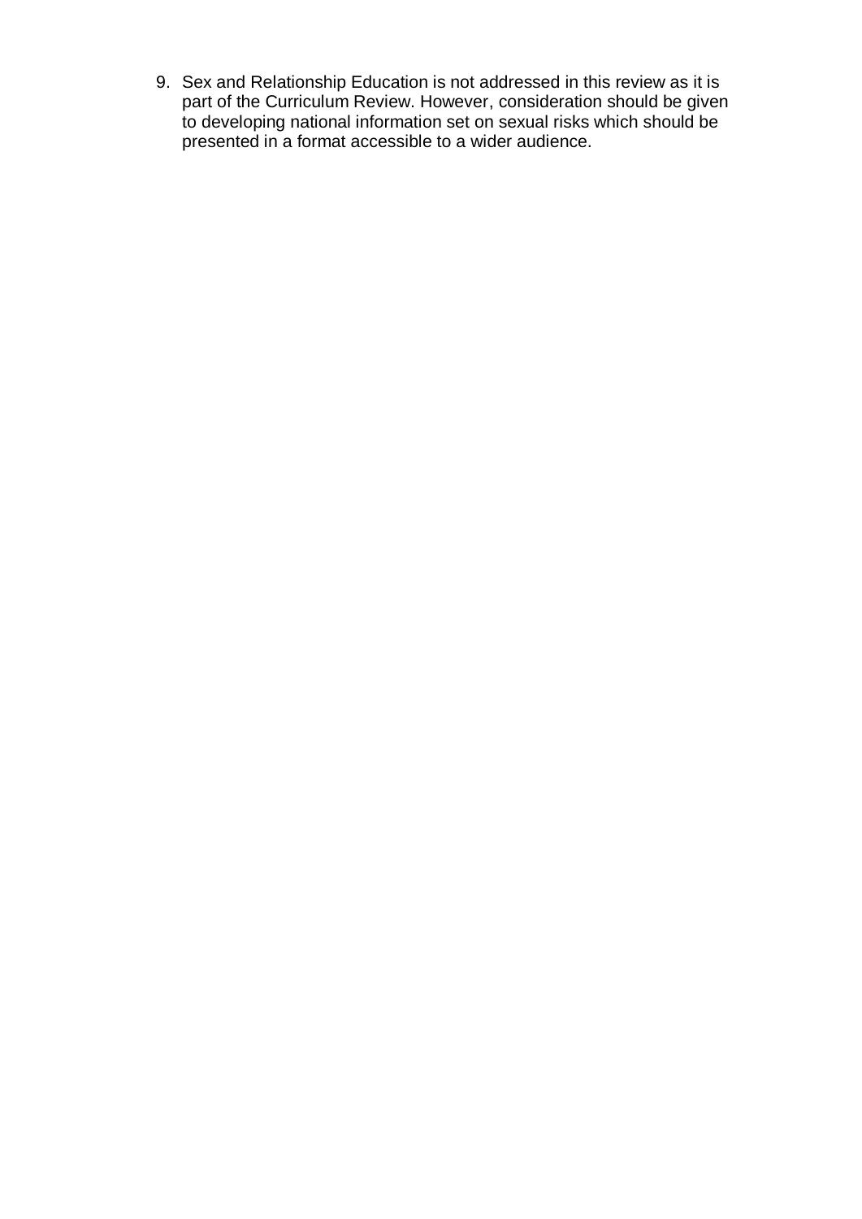9. Sex and Relationship Education is not addressed in this review as it is part of the Curriculum Review. However, consideration should be given to developing national information set on sexual risks which should be presented in a format accessible to a wider audience.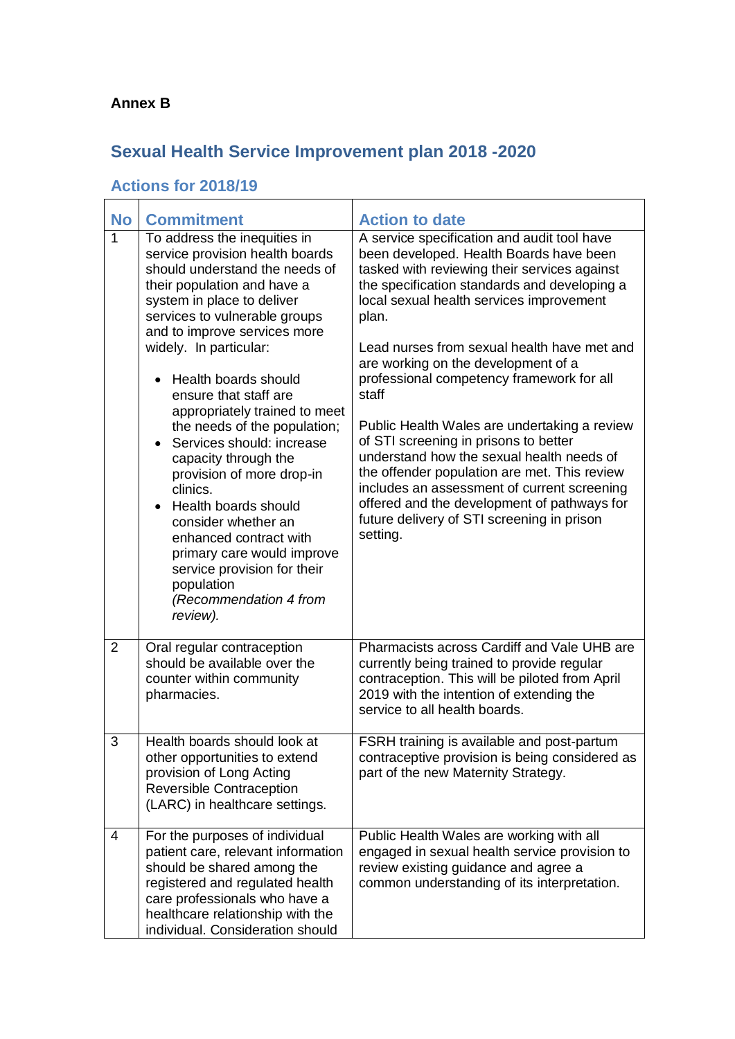**Annex B**

## Sexual Health Service Improvement plan 2018 -2020

### Actions for 2018/19

| No | Commitment | Action to date |
|---|---|---|
| 1 | To address the inequities in service provision health boards should understand the needs of their population and have a system in place to deliver services to vulnerable groups and to improve services more widely. In particular:<br><br>• Health boards should ensure that staff are appropriately trained to meet the needs of the population;<br>• Services should: increase capacity through the provision of more drop-in clinics.<br>• Health boards should consider whether an enhanced contract with primary care would improve service provision for their population *(Recommendation 4 from review).* | A service specification and audit tool have been developed. Health Boards have been tasked with reviewing their services against the specification standards and developing a local sexual health services improvement plan.<br><br>Lead nurses from sexual health have met and are working on the development of a professional competency framework for all staff<br><br>Public Health Wales are undertaking a review of STI screening in prisons to better understand how the sexual health needs of the offender population are met. This review includes an assessment of current screening offered and the development of pathways for future delivery of STI screening in prison setting. |
| 2 | Oral regular contraception should be available over the counter within community pharmacies. | Pharmacists across Cardiff and Vale UHB are currently being trained to provide regular contraception. This will be piloted from April 2019 with the intention of extending the service to all health boards. |
| 3 | Health boards should look at other opportunities to extend provision of Long Acting Reversible Contraception (LARC) in healthcare settings. | FSRH training is available and post-partum contraceptive provision is being considered as part of the new Maternity Strategy. |
| 4 | For the purposes of individual patient care, relevant information should be shared among the registered and regulated health care professionals who have a healthcare relationship with the individual. Consideration should | Public Health Wales are working with all engaged in sexual health service provision to review existing guidance and agree a common understanding of its interpretation. |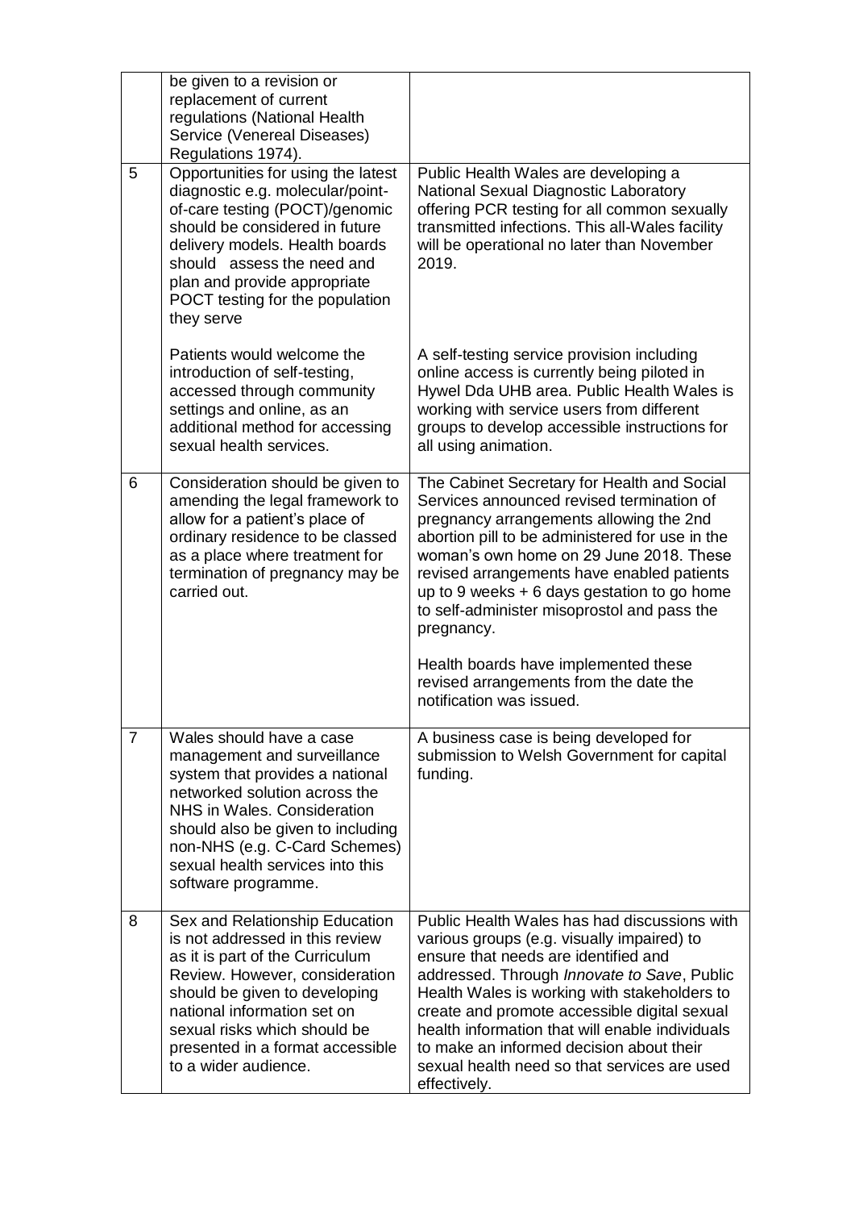| | | |
|---|---|---|
| | be given to a revision or replacement of current regulations (National Health Service (Venereal Diseases) Regulations 1974). | |
| 5 | Opportunities for using the latest diagnostic e.g. molecular/point-of-care testing (POCT)/genomic should be considered in future delivery models. Health boards should assess the need and plan and provide appropriate POCT testing for the population they serve<br><br>Patients would welcome the introduction of self-testing, accessed through community settings and online, as an additional method for accessing sexual health services. | Public Health Wales are developing a National Sexual Diagnostic Laboratory offering PCR testing for all common sexually transmitted infections. This all-Wales facility will be operational no later than November 2019.<br><br>A self-testing service provision including online access is currently being piloted in Hywel Dda UHB area. Public Health Wales is working with service users from different groups to develop accessible instructions for all using animation. |
| 6 | Consideration should be given to amending the legal framework to allow for a patient's place of ordinary residence to be classed as a place where treatment for termination of pregnancy may be carried out. | The Cabinet Secretary for Health and Social Services announced revised termination of pregnancy arrangements allowing the 2nd abortion pill to be administered for use in the woman's own home on 29 June 2018. These revised arrangements have enabled patients up to 9 weeks + 6 days gestation to go home to self-administer misoprostol and pass the pregnancy.<br><br>Health boards have implemented these revised arrangements from the date the notification was issued. |
| 7 | Wales should have a case management and surveillance system that provides a national networked solution across the NHS in Wales. Consideration should also be given to including non-NHS (e.g. C-Card Schemes) sexual health services into this software programme. | A business case is being developed for submission to Welsh Government for capital funding. |
| 8 | Sex and Relationship Education is not addressed in this review as it is part of the Curriculum Review. However, consideration should be given to developing national information set on sexual risks which should be presented in a format accessible to a wider audience. | Public Health Wales has had discussions with various groups (e.g. visually impaired) to ensure that needs are identified and addressed. Through *Innovate to Save*, Public Health Wales is working with stakeholders to create and promote accessible digital sexual health information that will enable individuals to make an informed decision about their sexual health need so that services are used effectively. |